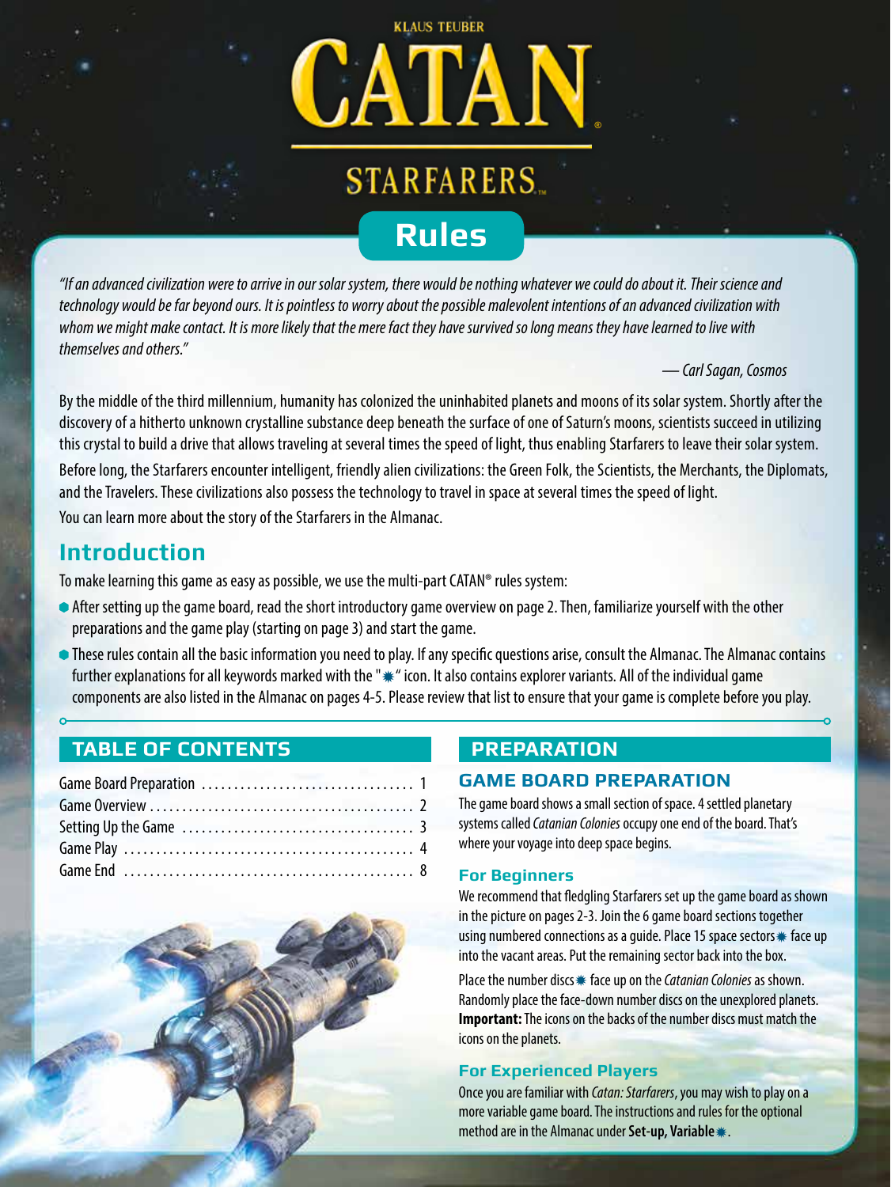KLAUS TEUBER

# CATAN®

## STARFARERS™

# Rules

*"If an advanced civilization were to arrive in our solar system, there would be nothing whatever we could do about it. Their science and technology would be far beyond ours. It is pointless to worry about the possible malevolent intentions of an advanced civilization with whom we might make contact. It is more likely that the mere fact they have survived so long means they have learned to live with themselves and others."*

— *Carl Sagan, Cosmos*

By the middle of the third millennium, humanity has colonized the uninhabited planets and moons of its solar system. Shortly after the discovery of a hitherto unknown crystalline substance deep beneath the surface of one of Saturn's moons, scientists succeed in utilizing this crystal to build a drive that allows traveling at several times the speed of light, thus enabling Starfarers to leave their solar system.

Before long, the Starfarers encounter intelligent, friendly alien civilizations: the Green Folk, the Scientists, the Merchants, the Diplomats, and the Travelers. These civilizations also possess the technology to travel in space at several times the speed of light.

You can learn more about the story of the Starfarers in the Almanac.

## Introduction

To make learning this game as easy as possible, we use the multi-part CATAN® rules system:

- After setting up the game board, read the short introductory game overview on page 2. Then, familiarize yourself with the other preparations and the game play (starting on page 3) and start the game.
- These rules contain all the basic information you need to play. If any specific questions arise, consult the Almanac. The Almanac contains further explanations for all keywords marked with the "✷" icon. It also contains explorer variants. All of the individual game components are also listed in the Almanac on pages 4-5. Please review that list to ensure that your game is complete before you play.

## TABLE OF CONTENTS

| | |
|---|---|
| Game Board Preparation | 1 |
| Game Overview | 2 |
| Setting Up the Game | 3 |
| Game Play | 4 |
| Game End | 8 |

## PREPARATION

### GAME BOARD PREPARATION

The game board shows a small section of space. 4 settled planetary systems called *Catanian Colonies* occupy one end of the board. That's where your voyage into deep space begins.

#### For Beginners

We recommend that fledgling Starfarers set up the game board as shown in the picture on pages 2-3. Join the 6 game board sections together using numbered connections as a guide. Place 15 space sectors✷ face up into the vacant areas. Put the remaining sector back into the box.

Place the number discs✷ face up on the *Catanian Colonies* as shown. Randomly place the face-down number discs on the unexplored planets. **Important:** The icons on the backs of the number discs must match the icons on the planets.

#### For Experienced Players

Once you are familiar with *Catan: Starfarers*, you may wish to play on a more variable game board. The instructions and rules for the optional method are in the Almanac under **Set-up, Variable**✷.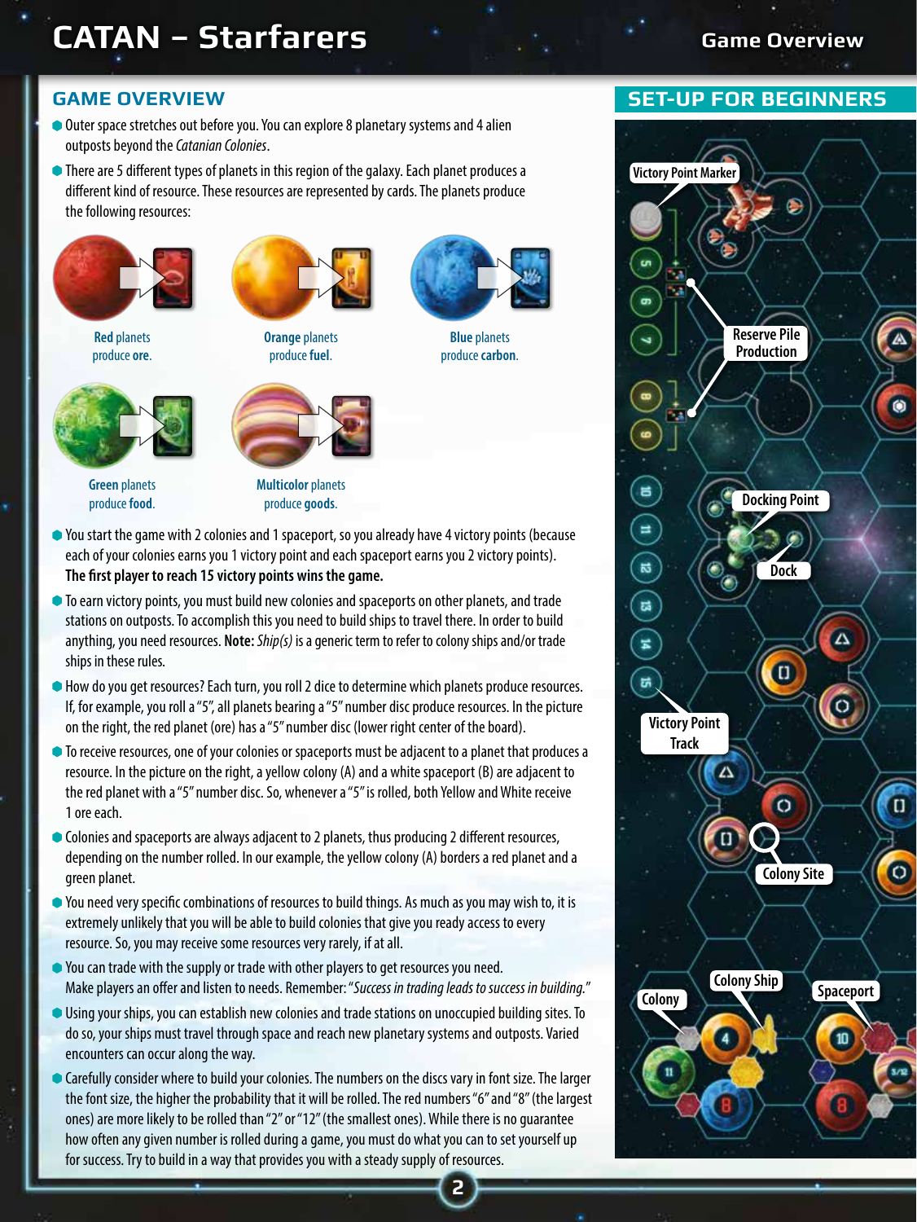## GAME OVERVIEW

- Outer space stretches out before you. You can explore 8 planetary systems and 4 alien outposts beyond the *Catanian Colonies*.
- There are 5 different types of planets in this region of the galaxy. Each planet produces a different kind of resource. These resources are represented by cards. The planets produce the following resources:

**Red** planets produce **ore**.

**Orange** planets produce **fuel**.

**Blue** planets produce **carbon**.

**Green** planets produce **food**.

**Multicolor** planets produce **goods**.

- You start the game with 2 colonies and 1 spaceport, so you already have 4 victory points (because each of your colonies earns you 1 victory point and each spaceport earns you 2 victory points). **The first player to reach 15 victory points wins the game.**
- To earn victory points, you must build new colonies and spaceports on other planets, and trade stations on outposts. To accomplish this you need to build ships to travel there. In order to build anything, you need resources. **Note:** *Ship(s)* is a generic term to refer to colony ships and/or trade ships in these rules.
- How do you get resources? Each turn, you roll 2 dice to determine which planets produce resources. If, for example, you roll a "5", all planets bearing a "5" number disc produce resources. In the picture on the right, the red planet (ore) has a "5" number disc (lower right center of the board).
- To receive resources, one of your colonies or spaceports must be adjacent to a planet that produces a resource. In the picture on the right, a yellow colony (A) and a white spaceport (B) are adjacent to the red planet with a "5" number disc. So, whenever a "5" is rolled, both Yellow and White receive 1 ore each.
- Colonies and spaceports are always adjacent to 2 planets, thus producing 2 different resources, depending on the number rolled. In our example, the yellow colony (A) borders a red planet and a green planet.
- You need very specific combinations of resources to build things. As much as you may wish to, it is extremely unlikely that you will be able to build colonies that give you ready access to every resource. So, you may receive some resources very rarely, if at all.
- You can trade with the supply or trade with other players to get resources you need. Make players an offer and listen to needs. Remember: *"Success in trading leads to success in building."*
- Using your ships, you can establish new colonies and trade stations on unoccupied building sites. To do so, your ships must travel through space and reach new planetary systems and outposts. Varied encounters can occur along the way.
- Carefully consider where to build your colonies. The numbers on the discs vary in font size. The larger the font size, the higher the probability that it will be rolled. The red numbers "6" and "8" (the largest ones) are more likely to be rolled than "2" or "12" (the smallest ones). While there is no guarantee how often any given number is rolled during a game, you must do what you can to set yourself up for success. Try to build in a way that provides you with a steady supply of resources.

## SET-UP FOR BEGINNERS

Victory Point Marker

Reserve Pile Production

Docking Point

Dock

Victory Point Track

Colony Site

Colony

Colony Ship

Spaceport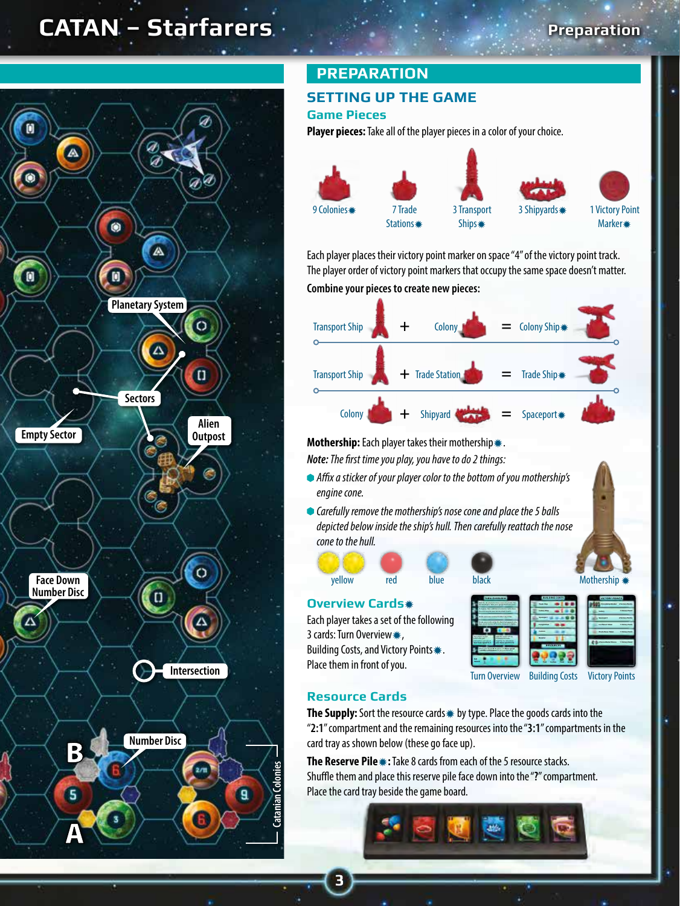# PREPARATION

## SETTING UP THE GAME

### Game Pieces

**Player pieces:** Take all of the player pieces in a color of your choice.

9 Colonies✷ | 7 Trade Stations✷ | 3 Transport Ships✷ | 3 Shipyards✷ | 1 Victory Point Marker✷

Each player places their victory point marker on space "4" of the victory point track. The player order of victory point markers that occupy the same space doesn't matter.

**Combine your pieces to create new pieces:**

- Transport Ship + Colony = Colony Ship✷
- Transport Ship + Trade Station = Trade Ship✷
- Colony + Shipyard = Spaceport✷

**Mothership:** Each player takes their mothership✷.

*Note: The first time you play, you have to do 2 things:*

- *Affix a sticker of your player color to the bottom of you mothership's engine cone.*
- *Carefully remove the mothership's nose cone and place the 5 balls depicted below inside the ship's hull. Then carefully reattach the nose cone to the hull.*

yellow | red | blue | black

Mothership✷

### Overview Cards✷

Each player takes a set of the following 3 cards: Turn Overview✷, Building Costs, and Victory Points✷. Place them in front of you.

Turn Overview | Building Costs | Victory Points

### Resource Cards

**The Supply:** Sort the resource cards✷ by type. Place the goods cards into the "**2:1**" compartment and the remaining resources into the "**3:1**" compartments in the card tray as shown below (these go face up).

**The Reserve Pile✷:** Take 8 cards from each of the 5 resource stacks. Shuffle them and place this reserve pile face down into the "**?**" compartment. Place the card tray beside the game board.

Planetary System
Sectors
Empty Sector
Alien Outpost
Face Down Number Disc
Intersection
Number Disc
B
A
Catanian Colonies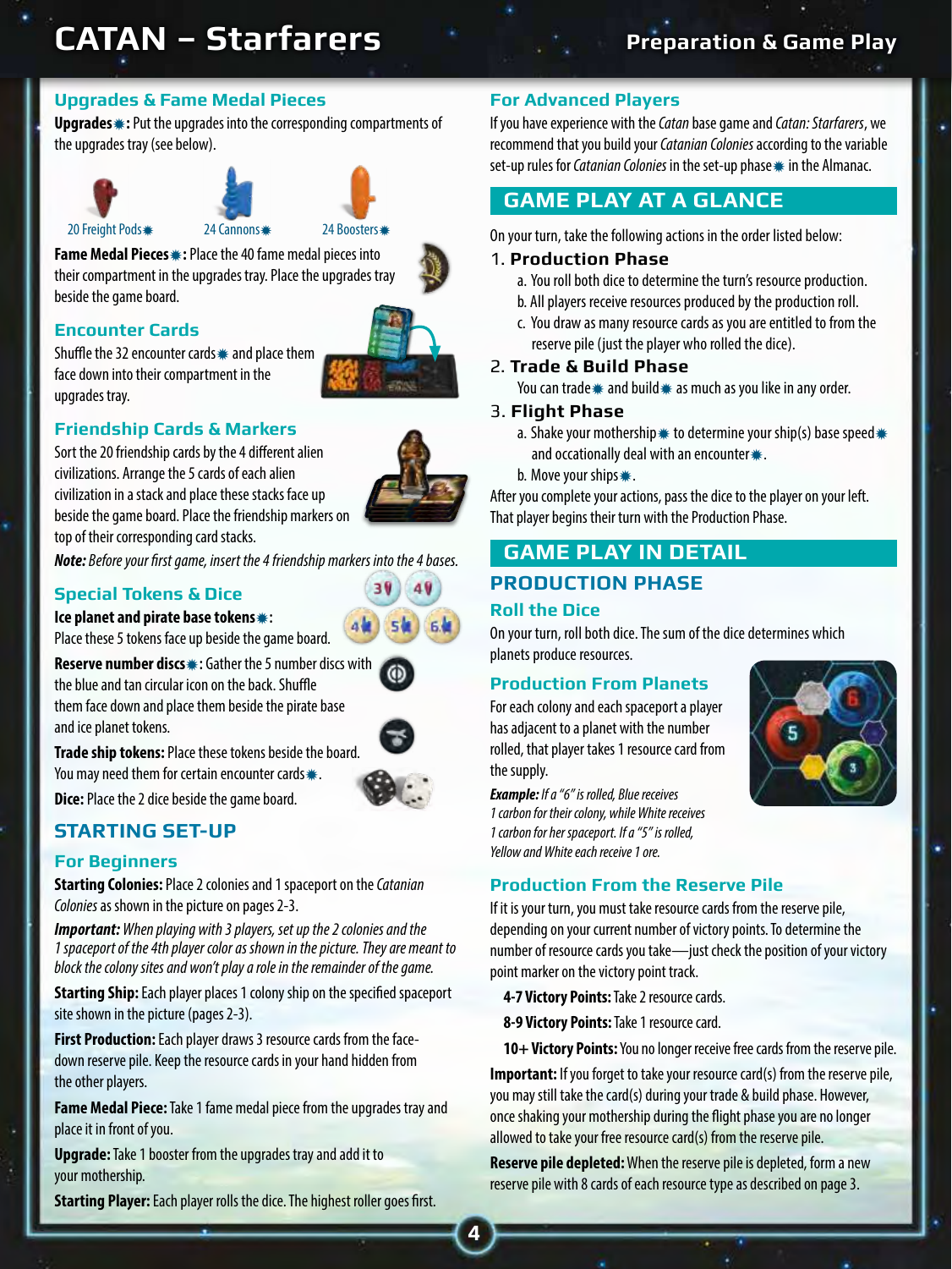## Upgrades & Fame Medal Pieces

**Upgrades✷:** Put the upgrades into the corresponding compartments of the upgrades tray (see below).

20 Freight Pods✷ 24 Cannons✷ 24 Boosters✷

**Fame Medal Pieces✷:** Place the 40 fame medal pieces into their compartment in the upgrades tray. Place the upgrades tray beside the game board.

## Encounter Cards

Shuffle the 32 encounter cards✷ and place them face down into their compartment in the upgrades tray.

## Friendship Cards & Markers

Sort the 20 friendship cards by the 4 different alien civilizations. Arrange the 5 cards of each alien civilization in a stack and place these stacks face up beside the game board. Place the friendship markers on top of their corresponding card stacks.

***Note:*** *Before your first game, insert the 4 friendship markers into the 4 bases.*

## Special Tokens & Dice

**Ice planet and pirate base tokens✷:** Place these 5 tokens face up beside the game board.

**Reserve number discs✷:** Gather the 5 number discs with the blue and tan circular icon on the back. Shuffle them face down and place them beside the pirate base and ice planet tokens.

**Trade ship tokens:** Place these tokens beside the board. You may need them for certain encounter cards✷.

**Dice:** Place the 2 dice beside the game board.

## STARTING SET-UP

### For Beginners

**Starting Colonies:** Place 2 colonies and 1 spaceport on the *Catanian Colonies* as shown in the picture on pages 2-3.

***Important:*** *When playing with 3 players, set up the 2 colonies and the 1 spaceport of the 4th player color as shown in the picture. They are meant to block the colony sites and won't play a role in the remainder of the game.*

**Starting Ship:** Each player places 1 colony ship on the specified spaceport site shown in the picture (pages 2-3).

**First Production:** Each player draws 3 resource cards from the face-down reserve pile. Keep the resource cards in your hand hidden from the other players.

**Fame Medal Piece:** Take 1 fame medal piece from the upgrades tray and place it in front of you.

**Upgrade:** Take 1 booster from the upgrades tray and add it to your mothership.

**Starting Player:** Each player rolls the dice. The highest roller goes first.

### For Advanced Players

If you have experience with the *Catan* base game and *Catan: Starfarers*, we recommend that you build your *Catanian Colonies* according to the variable set-up rules for *Catanian Colonies* in the set-up phase✷ in the Almanac.

## GAME PLAY AT A GLANCE

On your turn, take the following actions in the order listed below:

1. **Production Phase**
   a. You roll both dice to determine the turn's resource production.
   b. All players receive resources produced by the production roll.
   c. You draw as many resource cards as you are entitled to from the reserve pile (just the player who rolled the dice).
2. **Trade & Build Phase**
   You can trade✷ and build✷ as much as you like in any order.
3. **Flight Phase**
   a. Shake your mothership✷ to determine your ship(s) base speed✷ and occationally deal with an encounter✷.
   b. Move your ships✷.

After you complete your actions, pass the dice to the player on your left. That player begins their turn with the Production Phase.

## GAME PLAY IN DETAIL

## PRODUCTION PHASE

### Roll the Dice

On your turn, roll both dice. The sum of the dice determines which planets produce resources.

### Production From Planets

For each colony and each spaceport a player has adjacent to a planet with the number rolled, that player takes 1 resource card from the supply.

***Example:*** *If a "6" is rolled, Blue receives 1 carbon for their colony, while White receives 1 carbon for her spaceport. If a "5" is rolled, Yellow and White each receive 1 ore.*

### Production From the Reserve Pile

If it is your turn, you must take resource cards from the reserve pile, depending on your current number of victory points. To determine the number of resource cards you take—just check the position of your victory point marker on the victory point track.

**4-7 Victory Points:** Take 2 resource cards.

**8-9 Victory Points:** Take 1 resource card.

**10+ Victory Points:** You no longer receive free cards from the reserve pile.

**Important:** If you forget to take your resource card(s) from the reserve pile, you may still take the card(s) during your trade & build phase. However, once shaking your mothership during the flight phase you are no longer allowed to take your free resource card(s) from the reserve pile.

**Reserve pile depleted:** When the reserve pile is depleted, form a new reserve pile with 8 cards of each resource type as described on page 3.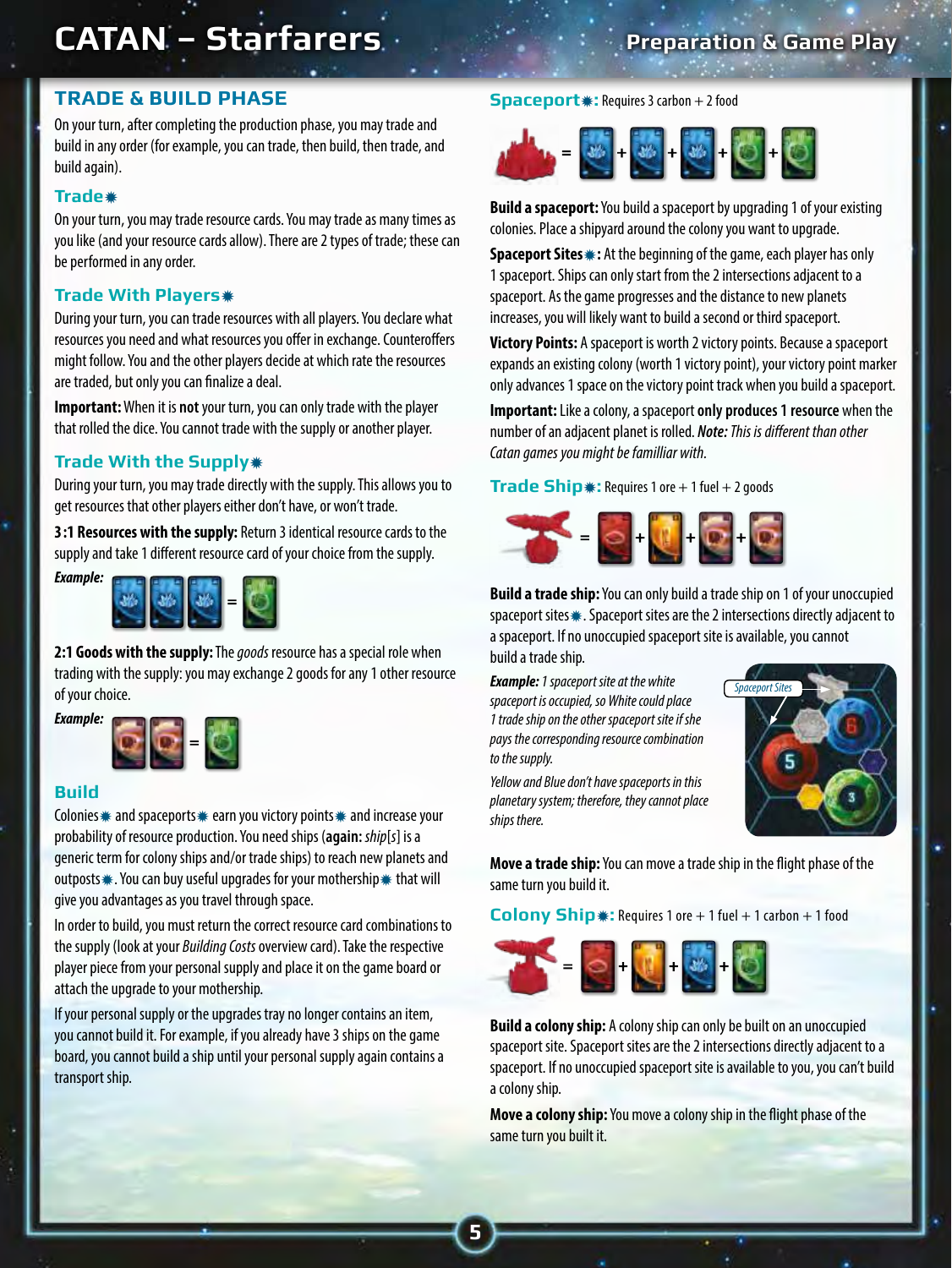## TRADE & BUILD PHASE

On your turn, after completing the production phase, you may trade and build in any order (for example, you can trade, then build, then trade, and build again).

### Trade

On your turn, you may trade resource cards. You may trade as many times as you like (and your resource cards allow). There are 2 types of trade; these can be performed in any order.

### Trade With Players

During your turn, you can trade resources with all players. You declare what resources you need and what resources you offer in exchange. Counteroffers might follow. You and the other players decide at which rate the resources are traded, but only you can finalize a deal.

**Important:** When it is **not** your turn, you can only trade with the player that rolled the dice. You cannot trade with the supply or another player.

### Trade With the Supply

During your turn, you may trade directly with the supply. This allows you to get resources that other players either don't have, or won't trade.

**3:1 Resources with the supply:** Return 3 identical resource cards to the supply and take 1 different resource card of your choice from the supply.

***Example:***

**2:1 Goods with the supply:** The *goods* resource has a special role when trading with the supply: you may exchange 2 goods for any 1 other resource of your choice.

***Example:***

### Build

Colonies and spaceports earn you victory points and increase your probability of resource production. You need ships (**again:** *ship[s]* is a generic term for colony ships and/or trade ships) to reach new planets and outposts. You can buy useful upgrades for your mothership that will give you advantages as you travel through space.

In order to build, you must return the correct resource card combinations to the supply (look at your *Building Costs* overview card). Take the respective player piece from your personal supply and place it on the game board or attach the upgrade to your mothership.

If your personal supply or the upgrades tray no longer contains an item, you cannot build it. For example, if you already have 3 ships on the game board, you cannot build a ship until your personal supply again contains a transport ship.

### Spaceport: Requires 3 carbon + 2 food

**Build a spaceport:** You build a spaceport by upgrading 1 of your existing colonies. Place a shipyard around the colony you want to upgrade.

**Spaceport Sites:** At the beginning of the game, each player has only 1 spaceport. Ships can only start from the 2 intersections adjacent to a spaceport. As the game progresses and the distance to new planets increases, you will likely want to build a second or third spaceport.

**Victory Points:** A spaceport is worth 2 victory points. Because a spaceport expands an existing colony (worth 1 victory point), your victory point marker only advances 1 space on the victory point track when you build a spaceport.

**Important:** Like a colony, a spaceport **only produces 1 resource** when the number of an adjacent planet is rolled. ***Note:*** *This is different than other Catan games you might be familliar with.*

### Trade Ship: Requires 1 ore + 1 fuel + 2 goods

**Build a trade ship:** You can only build a trade ship on 1 of your unoccupied spaceport sites. Spaceport sites are the 2 intersections directly adjacent to a spaceport. If no unoccupied spaceport site is available, you cannot build a trade ship.

***Example:*** *1 spaceport site at the white spaceport is occupied, so White could place 1 trade ship on the other spaceport site if she pays the corresponding resource combination to the supply.*

*Yellow and Blue don't have spaceports in this planetary system; therefore, they cannot place ships there.*

Spaceport Sites

**Move a trade ship:** You can move a trade ship in the flight phase of the same turn you build it.

### Colony Ship: Requires 1 ore + 1 fuel + 1 carbon + 1 food

**Build a colony ship:** A colony ship can only be built on an unoccupied spaceport site. Spaceport sites are the 2 intersections directly adjacent to a spaceport. If no unoccupied spaceport site is available to you, you can't build a colony ship.

**Move a colony ship:** You move a colony ship in the flight phase of the same turn you built it.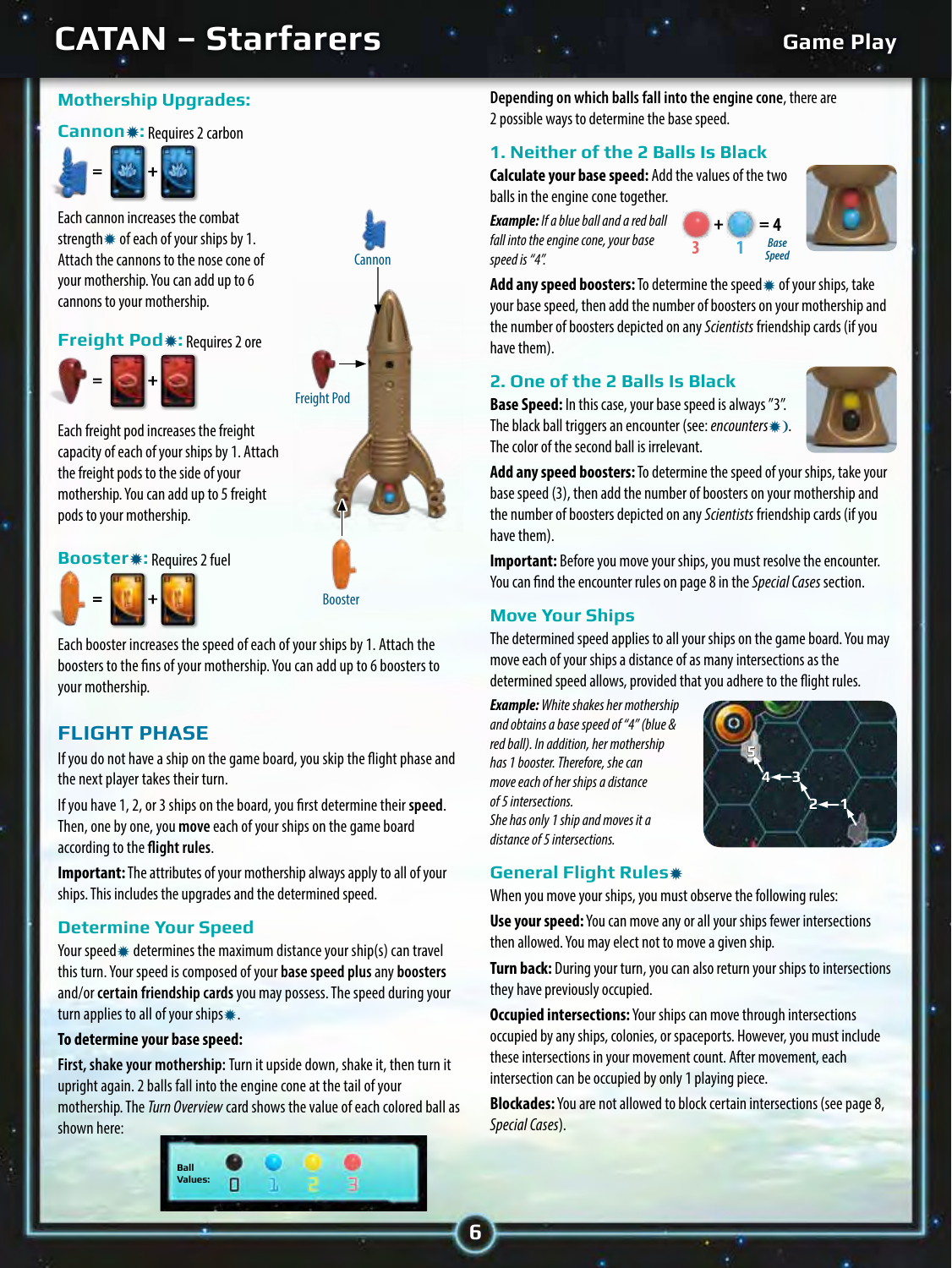## Mothership Upgrades:

**Cannon✷:** Requires 2 carbon

Each cannon increases the combat strength✷ of each of your ships by 1. Attach the cannons to the nose cone of your mothership. You can add up to 6 cannons to your mothership.

**Freight Pod✷:** Requires 2 ore

Each freight pod increases the freight capacity of each of your ships by 1. Attach the freight pods to the side of your mothership. You can add up to 5 freight pods to your mothership.

**Booster✷:** Requires 2 fuel

Each booster increases the speed of each of your ships by 1. Attach the boosters to the fins of your mothership. You can add up to 6 boosters to your mothership.

Cannon

Freight Pod

Booster

## FLIGHT PHASE

If you do not have a ship on the game board, you skip the flight phase and the next player takes their turn.

If you have 1, 2, or 3 ships on the board, you first determine their **speed**. Then, one by one, you **move** each of your ships on the game board according to the **flight rules**.

**Important:** The attributes of your mothership always apply to all of your ships. This includes the upgrades and the determined speed.

### Determine Your Speed

Your speed✷ determines the maximum distance your ship(s) can travel this turn. Your speed is composed of your **base speed plus** any **boosters** and/or **certain friendship cards** you may possess. The speed during your turn applies to all of your ships✷.

**To determine your base speed:**

**First, shake your mothership:** Turn it upside down, shake it, then turn it upright again. 2 balls fall into the engine cone at the tail of your mothership. The *Turn Overview* card shows the value of each colored ball as shown here:

Ball Values: 0 1 2 3

**Depending on which balls fall into the engine cone**, there are 2 possible ways to determine the base speed.

### 1. Neither of the 2 Balls Is Black

**Calculate your base speed:** Add the values of the two balls in the engine cone together.

***Example:*** *If a blue ball and a red ball fall into the engine cone, your base speed is "4".*

3 + 1 = 4 Base Speed

**Add any speed boosters:** To determine the speed✷ of your ships, take your base speed, then add the number of boosters on your mothership and the number of boosters depicted on any *Scientists* friendship cards (if you have them).

### 2. One of the 2 Balls Is Black

**Base Speed:** In this case, your base speed is always "3". The black ball triggers an encounter (see: *encounters*✷). The color of the second ball is irrelevant.

**Add any speed boosters:** To determine the speed of your ships, take your base speed (3), then add the number of boosters on your mothership and the number of boosters depicted on any *Scientists* friendship cards (if you have them).

**Important:** Before you move your ships, you must resolve the encounter. You can find the encounter rules on page 8 in the *Special Cases* section.

### Move Your Ships

The determined speed applies to all your ships on the game board. You may move each of your ships a distance of as many intersections as the determined speed allows, provided that you adhere to the flight rules.

***Example:*** *White shakes her mothership and obtains a base speed of "4" (blue & red ball). In addition, her mothership has 1 booster. Therefore, she can move each of her ships a distance of 5 intersections. She has only 1 ship and moves it a distance of 5 intersections.*

### General Flight Rules✷

When you move your ships, you must observe the following rules:

**Use your speed:** You can move any or all your ships fewer intersections then allowed. You may elect not to move a given ship.

**Turn back:** During your turn, you can also return your ships to intersections they have previously occupied.

**Occupied intersections:** Your ships can move through intersections occupied by any ships, colonies, or spaceports. However, you must include these intersections in your movement count. After movement, each intersection can be occupied by only 1 playing piece.

**Blockades:** You are not allowed to block certain intersections (see page 8, *Special Cases*).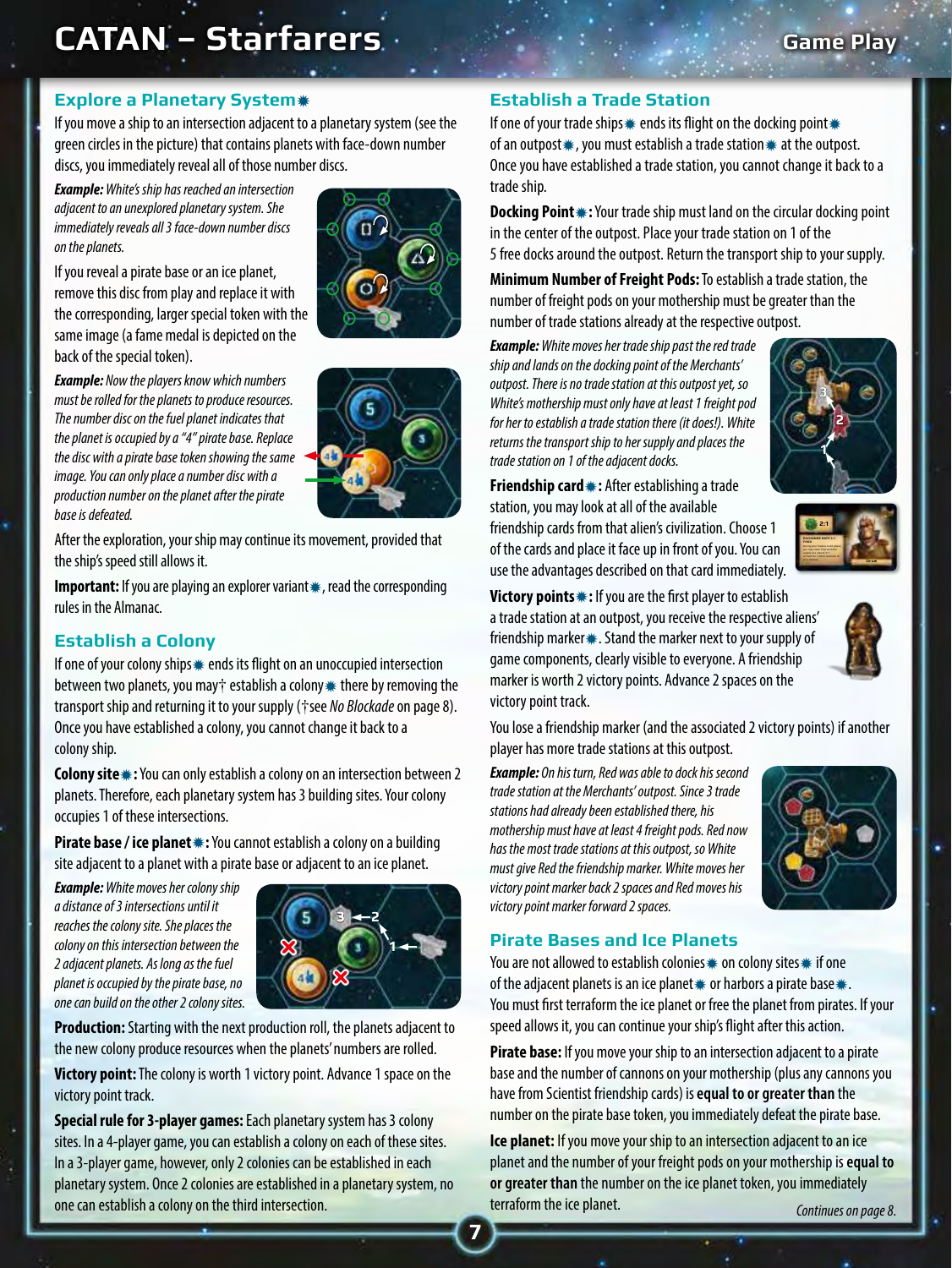## Explore a Planetary System

If you move a ship to an intersection adjacent to a planetary system (see the green circles in the picture) that contains planets with face-down number discs, you immediately reveal all of those number discs.

***Example:*** *White's ship has reached an intersection adjacent to an unexplored planetary system. She immediately reveals all 3 face-down number discs on the planets.*

If you reveal a pirate base or an ice planet, remove this disc from play and replace it with the corresponding, larger special token with the same image (a fame medal is depicted on the back of the special token).

***Example:*** *Now the players know which numbers must be rolled for the planets to produce resources. The number disc on the fuel planet indicates that the planet is occupied by a "4" pirate base. Replace the disc with a pirate base token showing the same image. You can only place a number disc with a production number on the planet after the pirate base is defeated.*

After the exploration, your ship may continue its movement, provided that the ship's speed still allows it.

**Important:** If you are playing an explorer variant, read the corresponding rules in the Almanac.

## Establish a Colony

If one of your colony ships ends its flight on an unoccupied intersection between two planets, you may† establish a colony there by removing the transport ship and returning it to your supply (†see *No Blockade* on page 8). Once you have established a colony, you cannot change it back to a colony ship.

**Colony site:** You can only establish a colony on an intersection between 2 planets. Therefore, each planetary system has 3 building sites. Your colony occupies 1 of these intersections.

**Pirate base / ice planet:** You cannot establish a colony on a building site adjacent to a planet with a pirate base or adjacent to an ice planet.

***Example:*** *White moves her colony ship a distance of 3 intersections until it reaches the colony site. She places the colony on this intersection between the 2 adjacent planets. As long as the fuel planet is occupied by the pirate base, no one can build on the other 2 colony sites.*

**Production:** Starting with the next production roll, the planets adjacent to the new colony produce resources when the planets' numbers are rolled.

**Victory point:** The colony is worth 1 victory point. Advance 1 space on the victory point track.

**Special rule for 3-player games:** Each planetary system has 3 colony sites. In a 4-player game, you can establish a colony on each of these sites. In a 3-player game, however, only 2 colonies can be established in each planetary system. Once 2 colonies are established in a planetary system, no one can establish a colony on the third intersection.

## Establish a Trade Station

If one of your trade ships ends its flight on the docking point of an outpost, you must establish a trade station at the outpost. Once you have established a trade station, you cannot change it back to a trade ship.

**Docking Point:** Your trade ship must land on the circular docking point in the center of the outpost. Place your trade station on 1 of the 5 free docks around the outpost. Return the transport ship to your supply.

**Minimum Number of Freight Pods:** To establish a trade station, the number of freight pods on your mothership must be greater than the number of trade stations already at the respective outpost.

***Example:*** *White moves her trade ship past the red trade ship and lands on the docking point of the Merchants' outpost. There is no trade station at this outpost yet, so White's mothership must only have at least 1 freight pod for her to establish a trade station there (it does!). White returns the transport ship to her supply and places the trade station on 1 of the adjacent docks.*

**Friendship card:** After establishing a trade station, you may look at all of the available friendship cards from that alien's civilization. Choose 1 of the cards and place it face up in front of you. You can use the advantages described on that card immediately.

**Victory points:** If you are the first player to establish a trade station at an outpost, you receive the respective aliens' friendship marker. Stand the marker next to your supply of game components, clearly visible to everyone. A friendship marker is worth 2 victory points. Advance 2 spaces on the victory point track.

You lose a friendship marker (and the associated 2 victory points) if another player has more trade stations at this outpost.

***Example:*** *On his turn, Red was able to dock his second trade station at the Merchants' outpost. Since 3 trade stations had already been established there, his mothership must have at least 4 freight pods. Red now has the most trade stations at this outpost, so White must give Red the friendship marker. White moves her victory point marker back 2 spaces and Red moves his victory point marker forward 2 spaces.*

## Pirate Bases and Ice Planets

You are not allowed to establish colonies on colony sites if one of the adjacent planets is an ice planet or harbors a pirate base. You must first terraform the ice planet or free the planet from pirates. If your speed allows it, you can continue your ship's flight after this action.

**Pirate base:** If you move your ship to an intersection adjacent to a pirate base and the number of cannons on your mothership (plus any cannons you have from Scientist friendship cards) is **equal to or greater than** the number on the pirate base token, you immediately defeat the pirate base.

**Ice planet:** If you move your ship to an intersection adjacent to an ice planet and the number of your freight pods on your mothership is **equal to or greater than** the number on the ice planet token, you immediately terraform the ice planet.

*Continues on page 8.*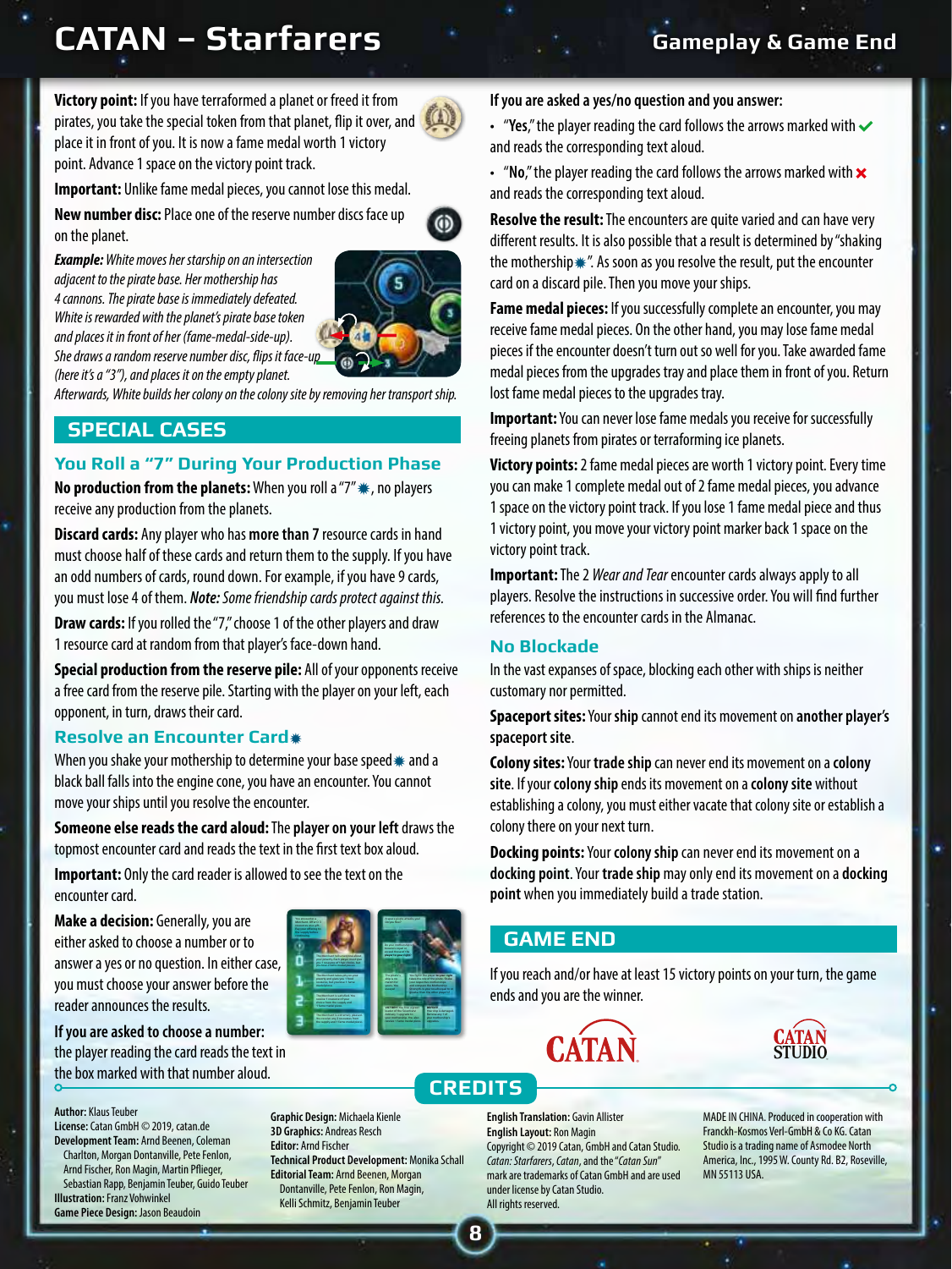**Victory point:** If you have terraformed a planet or freed it from pirates, you take the special token from that planet, flip it over, and place it in front of you. It is now a fame medal worth 1 victory point. Advance 1 space on the victory point track.

**Important:** Unlike fame medal pieces, you cannot lose this medal.

**New number disc:** Place one of the reserve number discs face up on the planet.

***Example:*** *White moves her starship on an intersection adjacent to the pirate base. Her mothership has 4 cannons. The pirate base is immediately defeated. White is rewarded with the planet's pirate base token and places it in front of her (fame-medal-side-up). She draws a random reserve number disc, flips it face-up (here it's a "3"), and places it on the empty planet. Afterwards, White builds her colony on the colony site by removing her transport ship.*

## SPECIAL CASES

### You Roll a "7" During Your Production Phase

**No production from the planets:** When you roll a "7", no players receive any production from the planets.

**Discard cards:** Any player who has **more than 7** resource cards in hand must choose half of these cards and return them to the supply. If you have an odd numbers of cards, round down. For example, if you have 9 cards, you must lose 4 of them. ***Note:*** *Some friendship cards protect against this.*

**Draw cards:** If you rolled the "7," choose 1 of the other players and draw 1 resource card at random from that player's face-down hand.

**Special production from the reserve pile:** All of your opponents receive a free card from the reserve pile. Starting with the player on your left, each opponent, in turn, draws their card.

### Resolve an Encounter Card

When you shake your mothership to determine your base speed and a black ball falls into the engine cone, you have an encounter. You cannot move your ships until you resolve the encounter.

**Someone else reads the card aloud:** The **player on your left** draws the topmost encounter card and reads the text in the first text box aloud.

**Important:** Only the card reader is allowed to see the text on the encounter card.

**Make a decision:** Generally, you are either asked to choose a number or to answer a yes or no question. In either case, you must choose your answer before the reader announces the results.

**If you are asked to choose a number:** the player reading the card reads the text in the box marked with that number aloud.

**If you are asked a yes/no question and you answer:**

- "**Yes**," the player reading the card follows the arrows marked with ✔ and reads the corresponding text aloud.
- "**No**," the player reading the card follows the arrows marked with ✖ and reads the corresponding text aloud.

**Resolve the result:** The encounters are quite varied and can have very different results. It is also possible that a result is determined by "shaking the mothership". As soon as you resolve the result, put the encounter card on a discard pile. Then you move your ships.

**Fame medal pieces:** If you successfully complete an encounter, you may receive fame medal pieces. On the other hand, you may lose fame medal pieces if the encounter doesn't turn out so well for you. Take awarded fame medal pieces from the upgrades tray and place them in front of you. Return lost fame medal pieces to the upgrades tray.

**Important:** You can never lose fame medals you receive for successfully freeing planets from pirates or terraforming ice planets.

**Victory points:** 2 fame medal pieces are worth 1 victory point. Every time you can make 1 complete medal out of 2 fame medal pieces, you advance 1 space on the victory point track. If you lose 1 fame medal piece and thus 1 victory point, you move your victory point marker back 1 space on the victory point track.

**Important:** The 2 *Wear and Tear* encounter cards always apply to all players. Resolve the instructions in successive order. You will find further references to the encounter cards in the Almanac.

### No Blockade

In the vast expanses of space, blocking each other with ships is neither customary nor permitted.

**Spaceport sites:** Your **ship** cannot end its movement on **another player's** spaceport **site**.

**Colony sites:** Your **trade ship** can never end its movement on a **colony site**. If your **colony ship** ends its movement on a **colony site** without establishing a colony, you must either vacate that colony site or establish a colony there on your next turn.

**Docking points:** Your **colony ship** can never end its movement on a **docking point**. Your **trade ship** may only end its movement on a **docking point** when you immediately build a trade station.

## GAME END

If you reach and/or have at least 15 victory points on your turn, the game ends and you are the winner.

## CREDITS

**Author:** Klaus Teuber
**License:** Catan GmbH © 2019, catan.de
**Development Team:** Arnd Beenen, Coleman Charlton, Morgan Dontanville, Pete Fenlon, Arnd Fischer, Ron Magin, Martin Pflieger, Sebastian Rapp, Benjamin Teuber, Guido Teuber
**Illustration:** Franz Vohwinkel
**Game Piece Design:** Jason Beaudoin

**Graphic Design:** Michaela Kienle
**3D Graphics:** Andreas Resch
**Editor:** Arnd Fischer
**Technical Product Development:** Monika Schall
**Editorial Team:** Arnd Beenen, Morgan Dontanville, Pete Fenlon, Ron Magin, Kelli Schmitz, Benjamin Teuber

**English Translation:** Gavin Allister
**English Layout:** Ron Magin
Copyright © 2019 Catan, GmbH and Catan Studio. *Catan: Starfarers*, *Catan*, and the "*Catan Sun*" mark are trademarks of Catan GmbH and are used under license by Catan Studio.
All rights reserved.

MADE IN CHINA. Produced in cooperation with Franckh-Kosmos Verl-GmbH & Co KG. Catan Studio is a trading name of Asmodee North America, Inc., 1995 W. County Rd. B2, Roseville, MN 55113 USA.